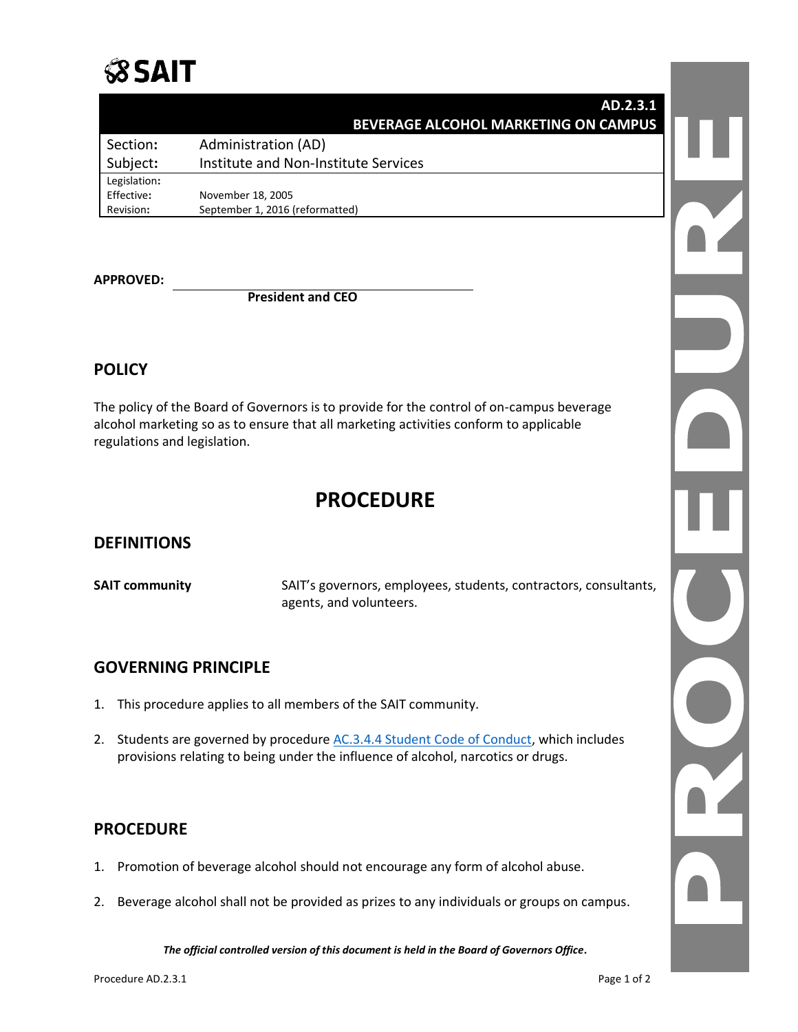**SAIT**

| | AD.2.3.1 BEVERAGE ALCOHOL MARKETING ON CAMPUS |
|---|---|
| Section: | Administration (AD) |
| Subject: | Institute and Non-Institute Services |
| Legislation: | |
| Effective: | November 18, 2005 |
| Revision: | September 1, 2016 (reformatted) |

**APPROVED:** ______________________________

**President and CEO**

## POLICY

The policy of the Board of Governors is to provide for the control of on-campus beverage alcohol marketing so as to ensure that all marketing activities conform to applicable regulations and legislation.

# PROCEDURE

## DEFINITIONS

**SAIT community** SAIT's governors, employees, students, contractors, consultants, agents, and volunteers.

## GOVERNING PRINCIPLE

1. This procedure applies to all members of the SAIT community.
2. Students are governed by procedure AC.3.4.4 Student Code of Conduct, which includes provisions relating to being under the influence of alcohol, narcotics or drugs.

## PROCEDURE

1. Promotion of beverage alcohol should not encourage any form of alcohol abuse.
2. Beverage alcohol shall not be provided as prizes to any individuals or groups on campus.

***The official controlled version of this document is held in the Board of Governors Office.***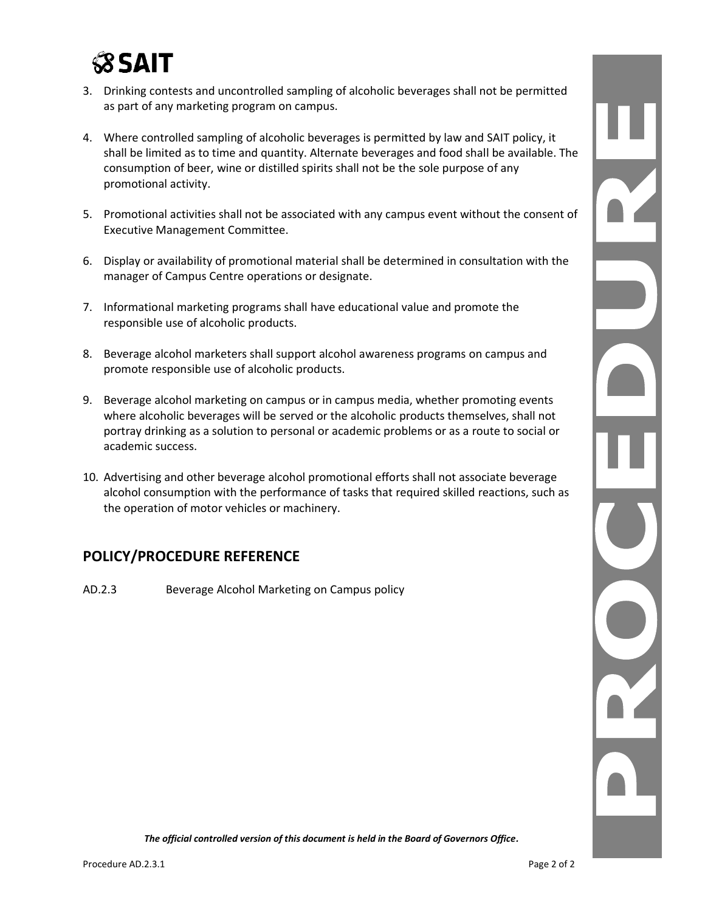3. Drinking contests and uncontrolled sampling of alcoholic beverages shall not be permitted as part of any marketing program on campus.

4. Where controlled sampling of alcoholic beverages is permitted by law and SAIT policy, it shall be limited as to time and quantity. Alternate beverages and food shall be available. The consumption of beer, wine or distilled spirits shall not be the sole purpose of any promotional activity.

5. Promotional activities shall not be associated with any campus event without the consent of Executive Management Committee.

6. Display or availability of promotional material shall be determined in consultation with the manager of Campus Centre operations or designate.

7. Informational marketing programs shall have educational value and promote the responsible use of alcoholic products.

8. Beverage alcohol marketers shall support alcohol awareness programs on campus and promote responsible use of alcoholic products.

9. Beverage alcohol marketing on campus or in campus media, whether promoting events where alcoholic beverages will be served or the alcoholic products themselves, shall not portray drinking as a solution to personal or academic problems or as a route to social or academic success.

10. Advertising and other beverage alcohol promotional efforts shall not associate beverage alcohol consumption with the performance of tasks that required skilled reactions, such as the operation of motor vehicles or machinery.

## POLICY/PROCEDURE REFERENCE

AD.2.3 Beverage Alcohol Marketing on Campus policy

***The official controlled version of this document is held in the Board of Governors Office.***